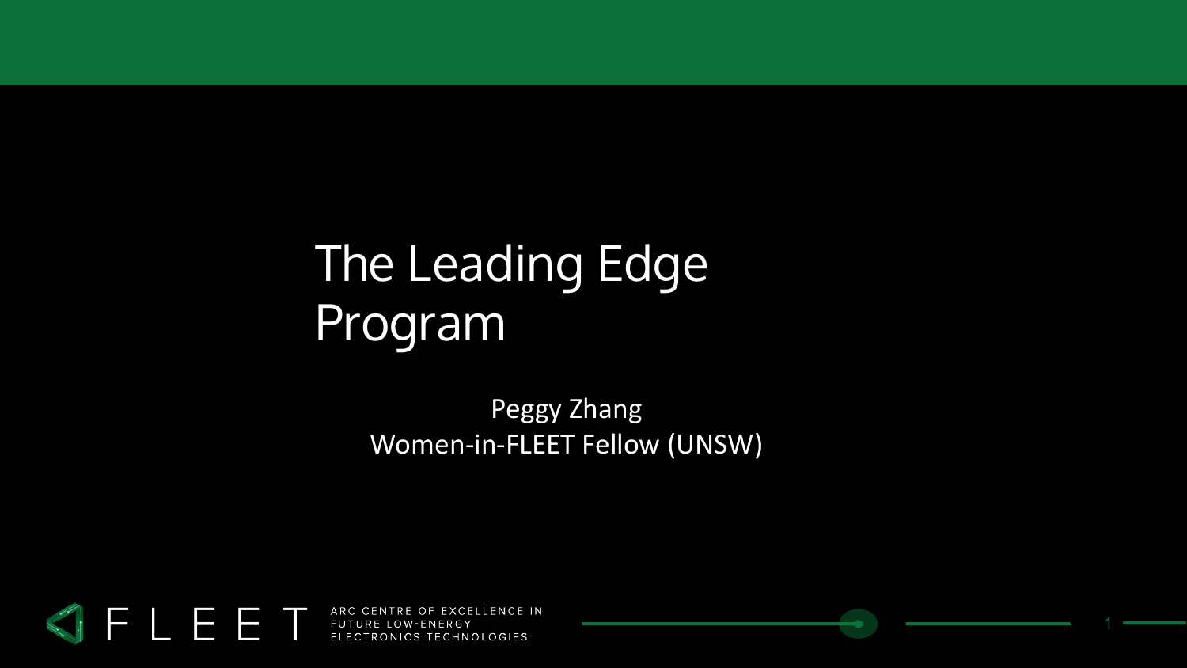# The Leading Edge Program

Peggy Zhang
Women-in-FLEET Fellow (UNSW)

FLEET ARC CENTRE OF EXCELLENCE IN FUTURE LOW-ENERGY ELECTRONICS TECHNOLOGIES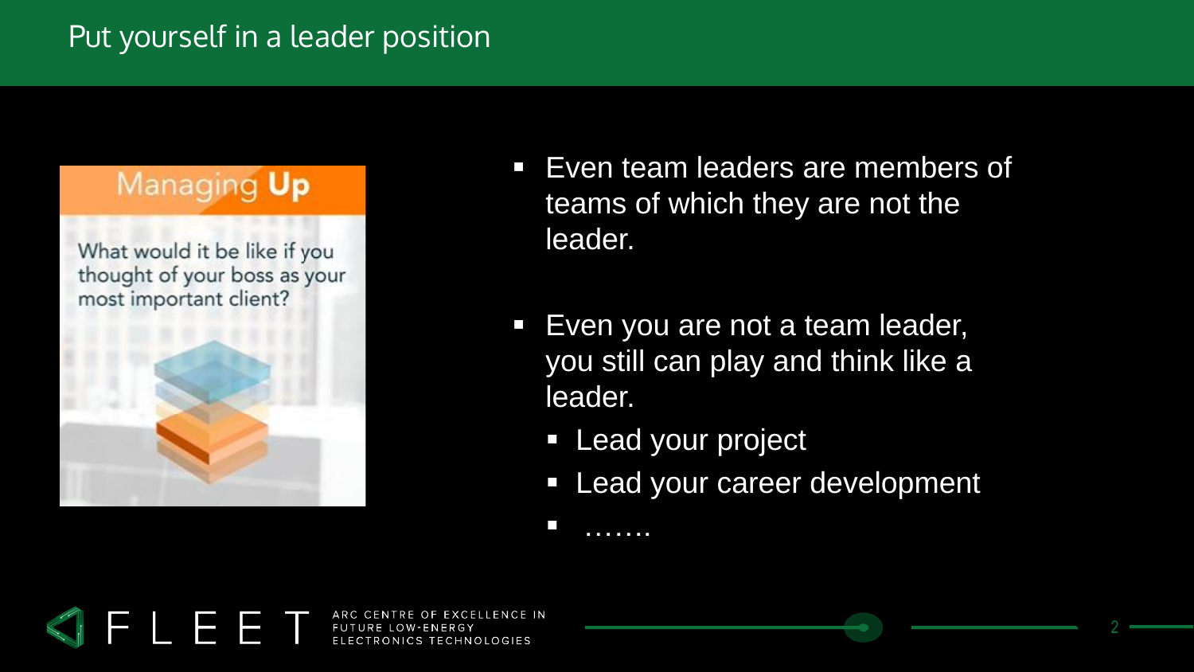# Put yourself in a leader position

**Managing Up**

What would it be like if you thought of your boss as your most important client?

- Even team leaders are members of teams of which they are not the leader.
- Even you are not a team leader, you still can play and think like a leader.
  - Lead your project
  - Lead your career development
  - …….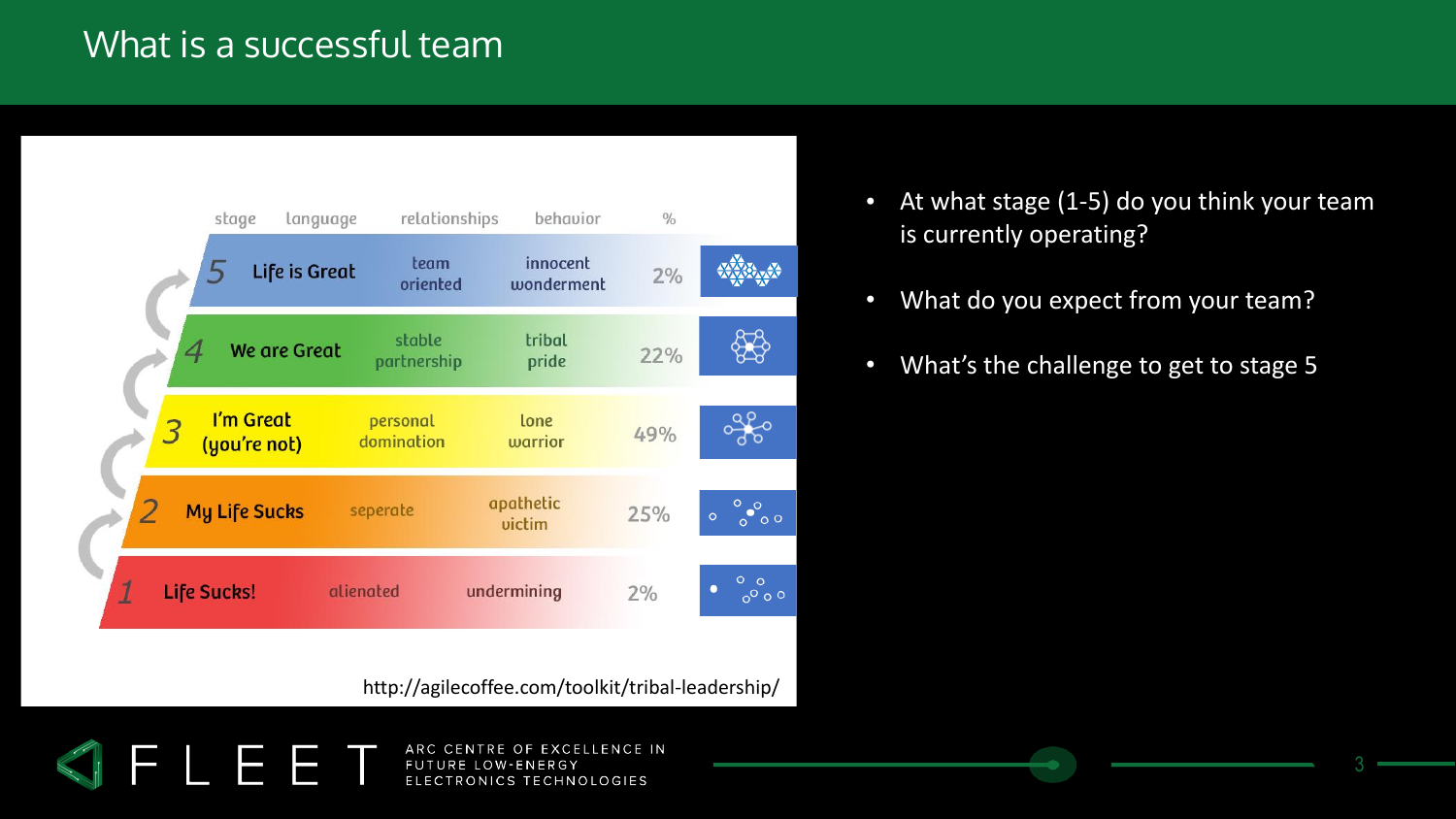# What is a successful team

| stage | language | relationships | behavior | % |
|---|---|---|---|---|
| 5 | Life is Great | team oriented | innocent wonderment | 2% |
| 4 | We are Great | stable partnership | tribal pride | 22% |
| 3 | I'm Great (you're not) | personal domination | lone warrior | 49% |
| 2 | My Life Sucks | seperate | apathetic victim | 25% |
| 1 | Life Sucks! | alienated | undermining | 2% |

http://agilecoffee.com/toolkit/tribal-leadership/

- At what stage (1-5) do you think your team is currently operating?
- What do you expect from your team?
- What's the challenge to get to stage 5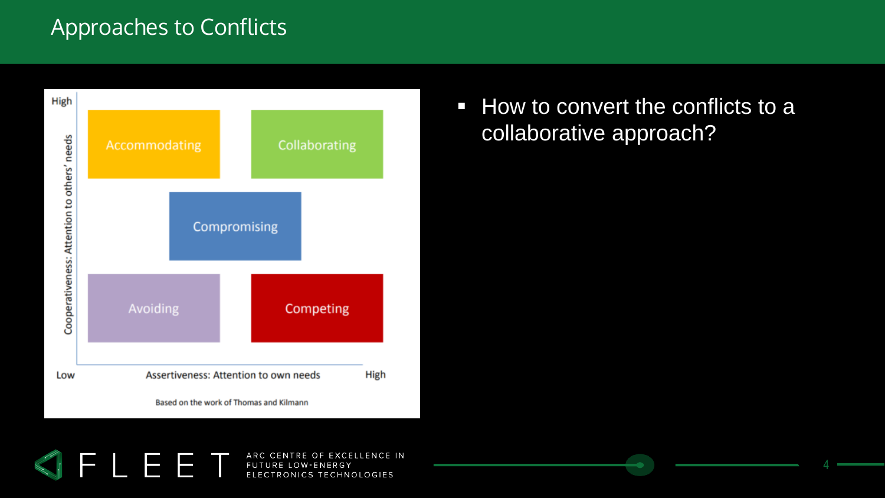# Approaches to Conflicts

| Cooperativeness: Attention to others' needs | Low assertiveness | High assertiveness |
| --- | --- | --- |
| High | Accommodating | Collaborating |
| Middle | Compromising | Compromising |
| Low | Avoiding | Competing |

Assertiveness: Attention to own needs (Low → High)

Based on the work of Thomas and Kilmann

- How to convert the conflicts to a collaborative approach?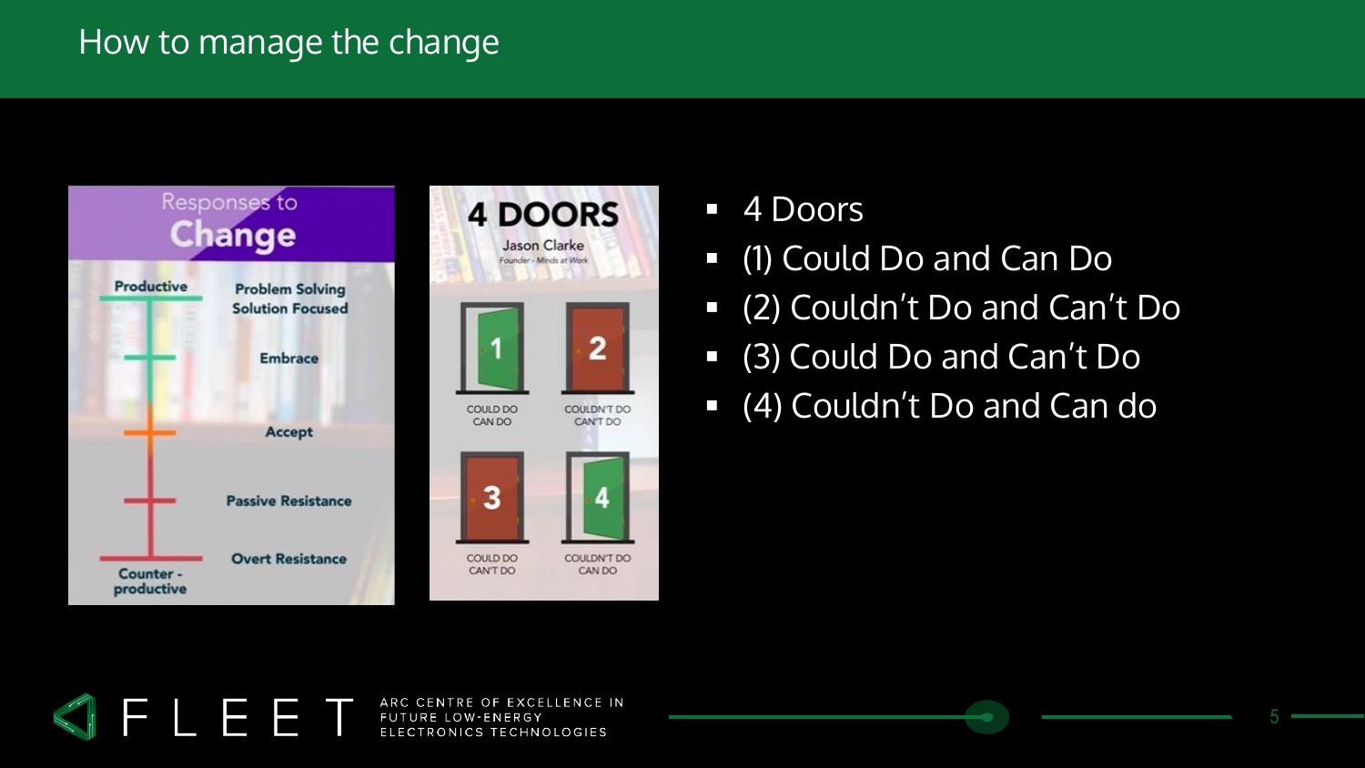# How to manage the change

Responses to Change

| | |
|---|---|
| Productive | Problem Solving Solution Focused |
| | Embrace |
| | Accept |
| | Passive Resistance |
| Counter - productive | Overt Resistance |

4 DOORS

Jason Clarke

Founder - Minds at Work

1 COULD DO CAN DO

2 COULDN'T DO CAN'T DO

3 COULD DO CAN'T DO

4 COULDN'T DO CAN DO

- 4 Doors
- (1) Could Do and Can Do
- (2) Couldn't Do and Can't Do
- (3) Could Do and Can't Do
- (4) Couldn't Do and Can do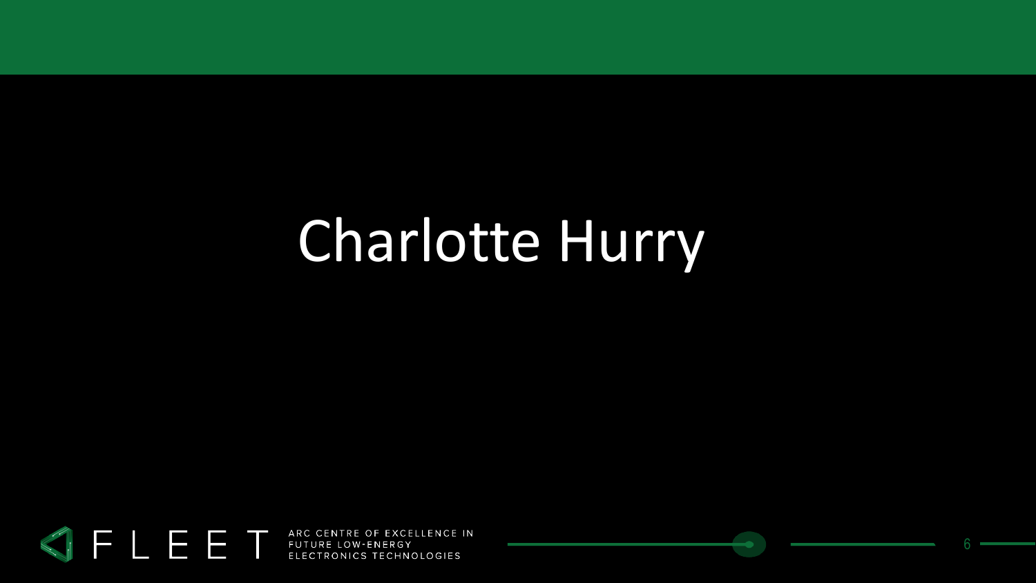# Charlotte Hurry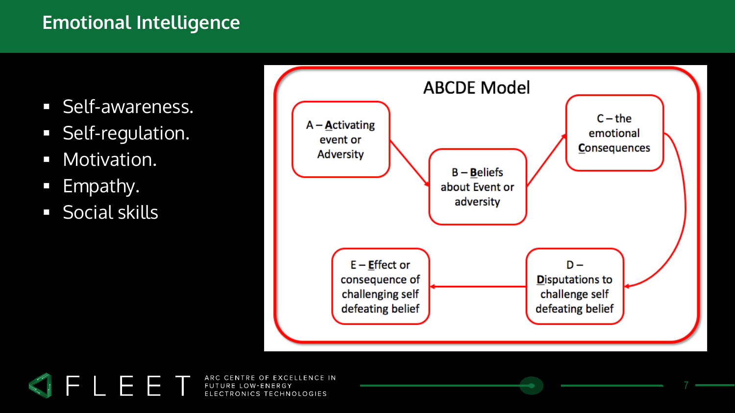# Emotional Intelligence

- Self-awareness.
- Self-regulation.
- Motivation.
- Empathy.
- Social skills

**ABCDE Model**

- A – **A**ctivating event or Adversity
- B – **B**eliefs about Event or adversity
- C – the emotional **C**onsequences
- D – **D**isputations to challenge self defeating belief
- E – **E**ffect or consequence of challenging self defeating belief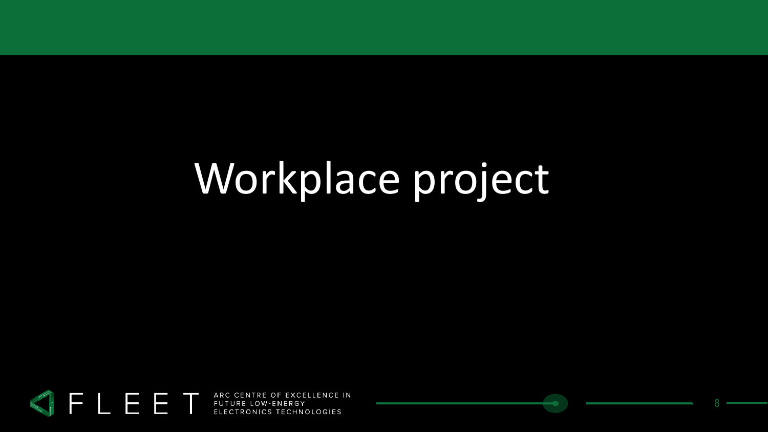# Workplace project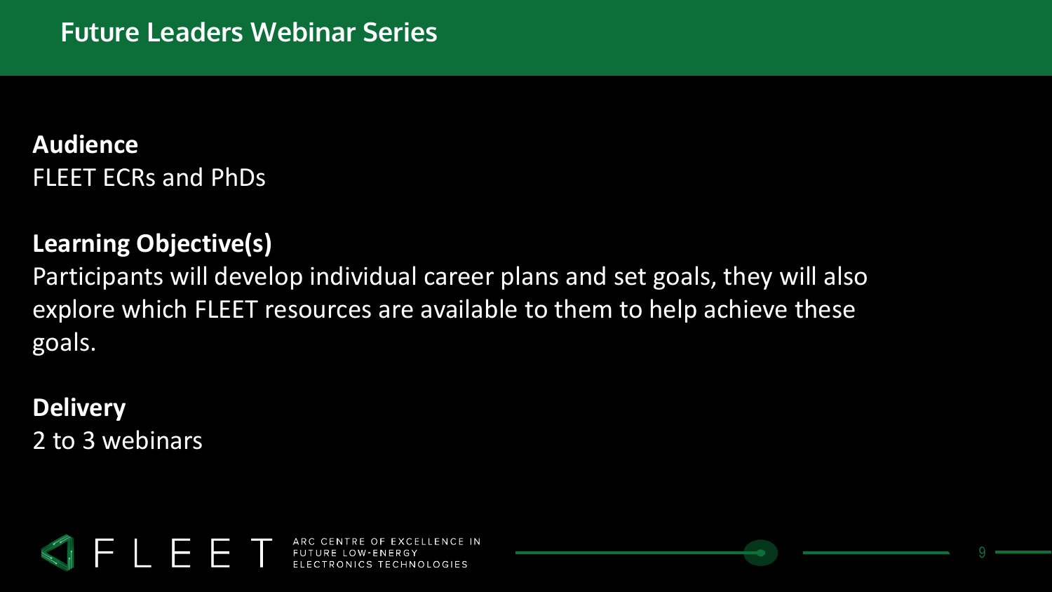# Future Leaders Webinar Series

**Audience**
FLEET ECRs and PhDs

**Learning Objective(s)**
Participants will develop individual career plans and set goals, they will also explore which FLEET resources are available to them to help achieve these goals.

**Delivery**
2 to 3 webinars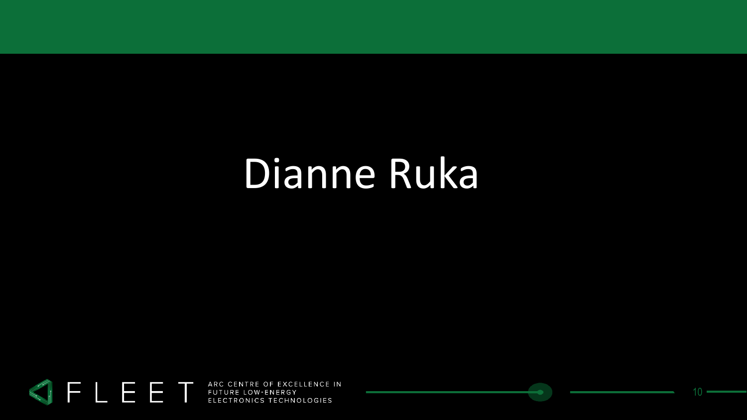# Dianne Ruka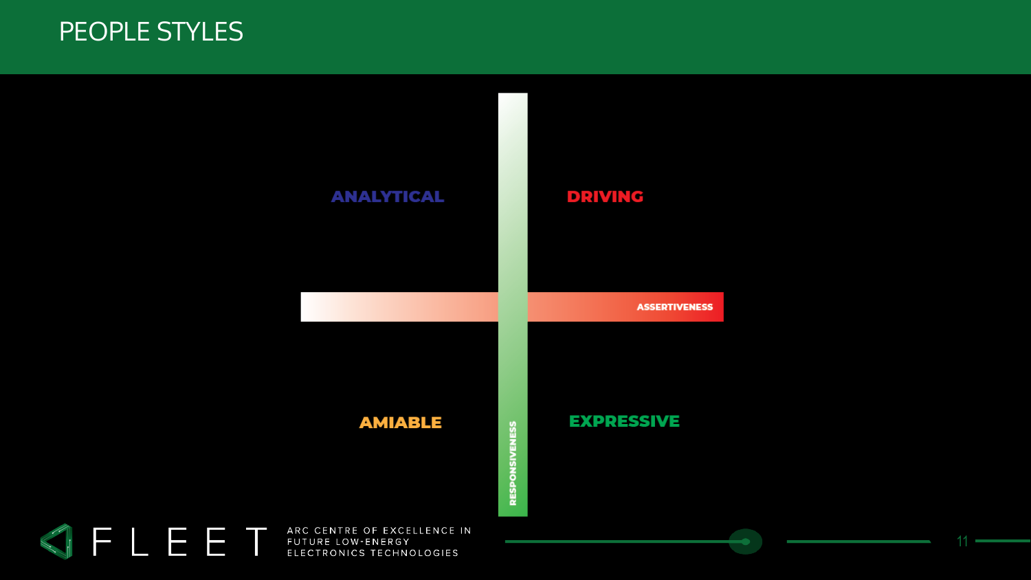# PEOPLE STYLES

ANALYTICAL

DRIVING

ASSERTIVENESS

AMIABLE

RESPONSIVENESS

EXPRESSIVE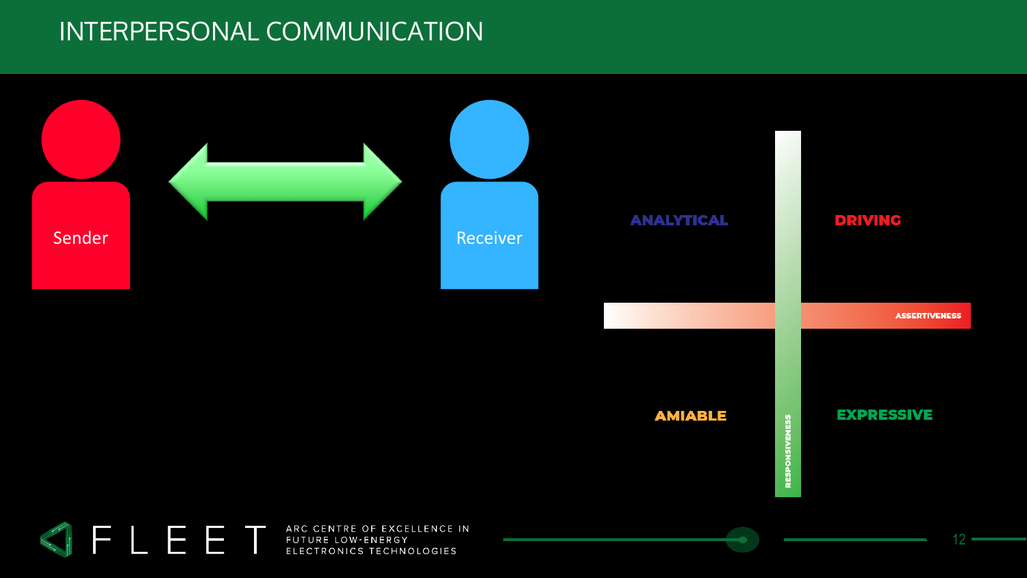# INTERPERSONAL COMMUNICATION

Sender

Receiver

ANALYTICAL

DRIVING

ASSERTIVENESS

AMIABLE

EXPRESSIVE

RESPONSIVENESS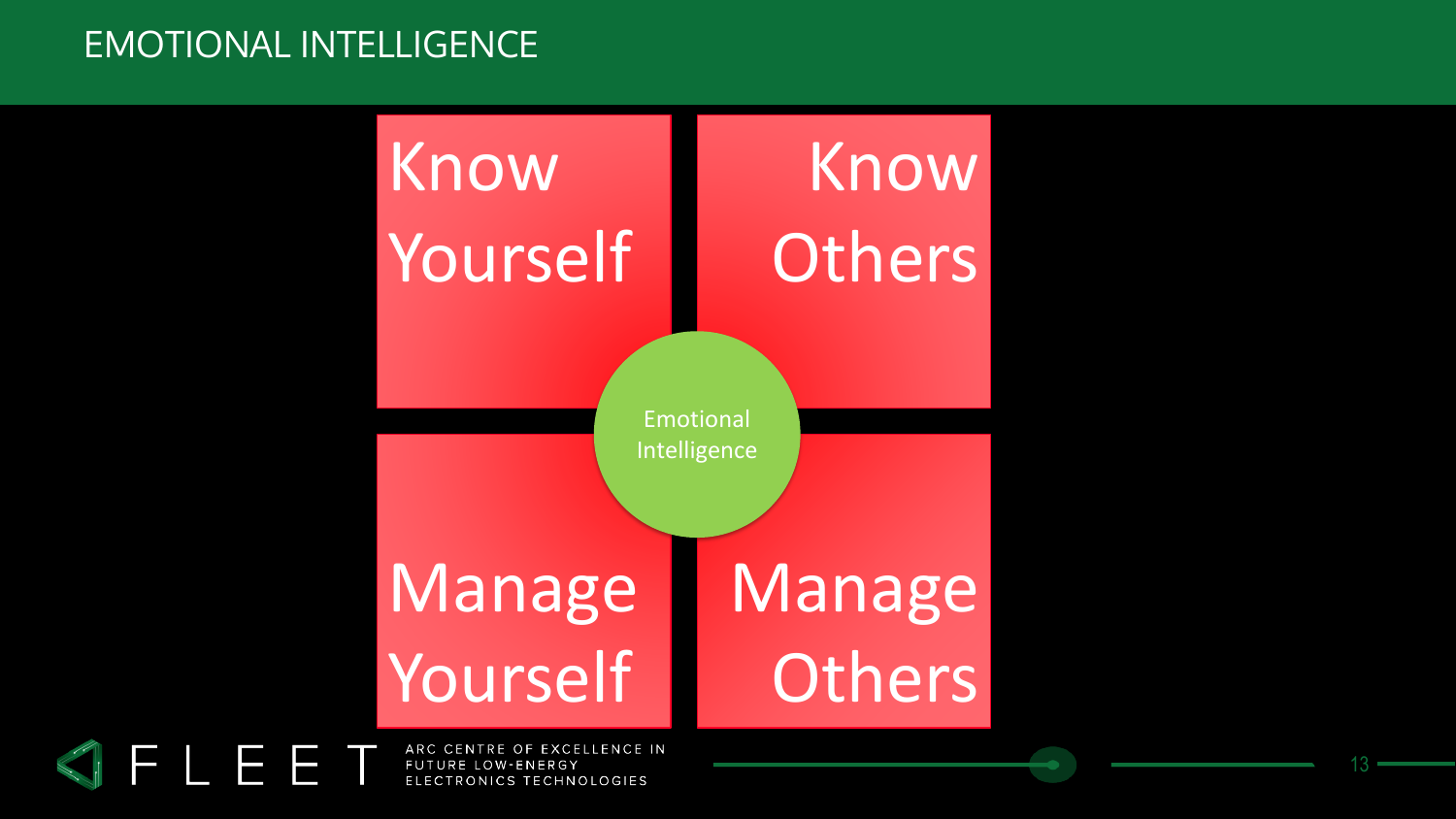# EMOTIONAL INTELLIGENCE

Know Yourself

Know Others

Emotional Intelligence

Manage Yourself

Manage Others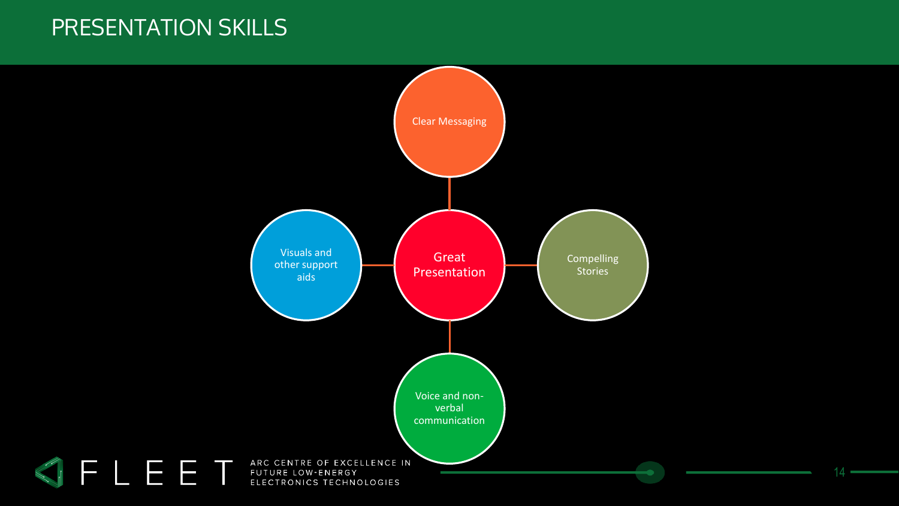# PRESENTATION SKILLS

- Great Presentation
  - Clear Messaging
  - Compelling Stories
  - Voice and non-verbal communication
  - Visuals and other support aids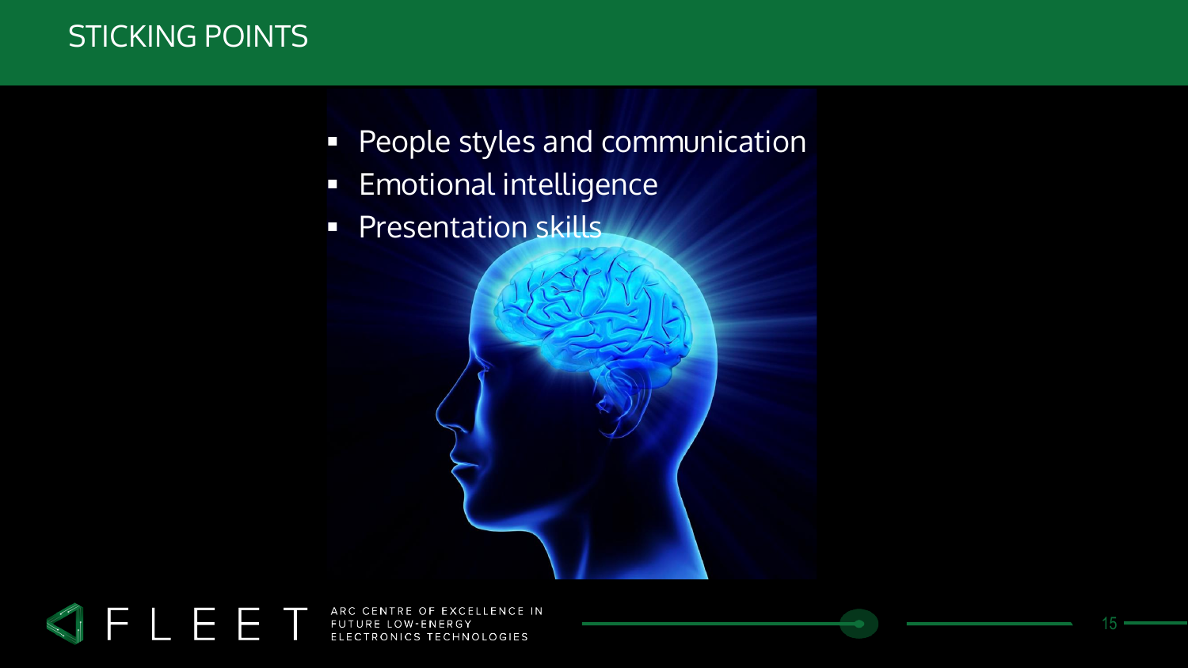# STICKING POINTS

- People styles and communication
- Emotional intelligence
- Presentation skills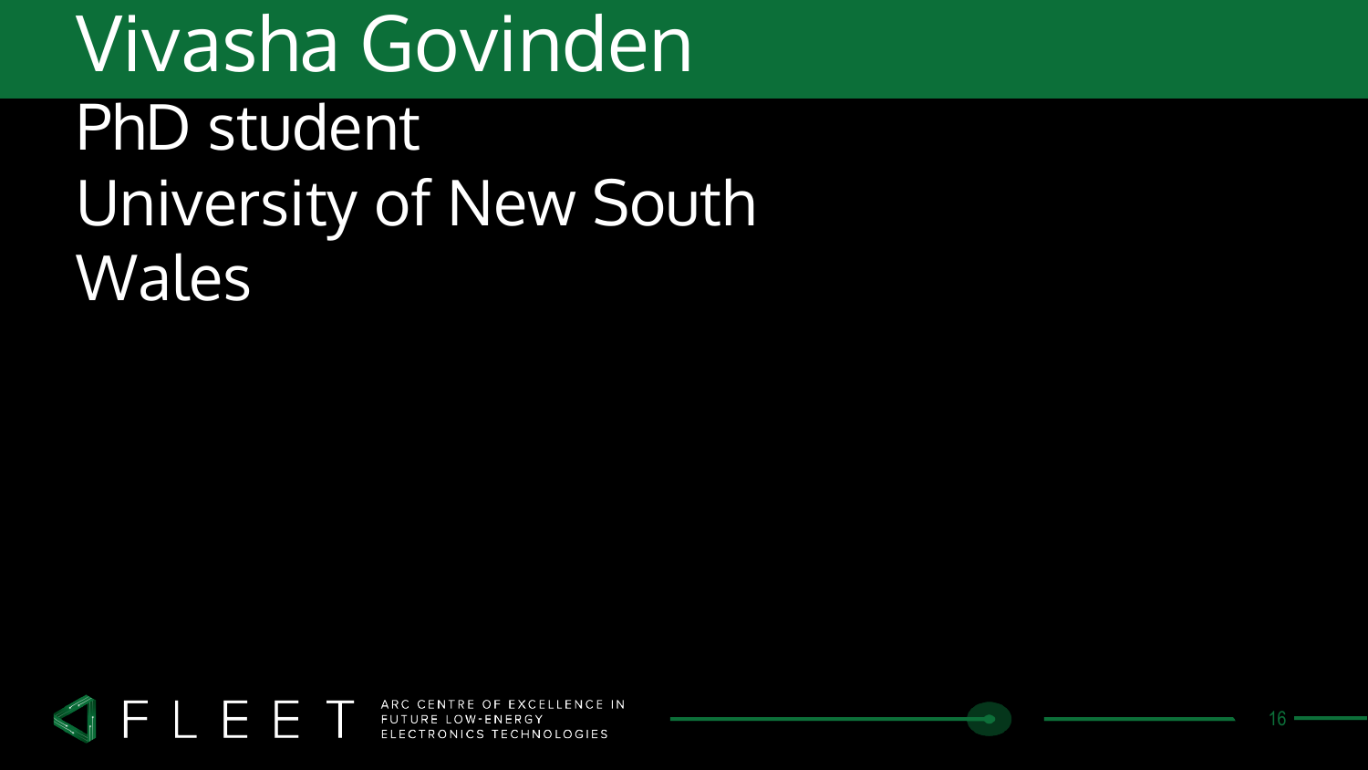# Vivasha Govinden

PhD student

University of New South Wales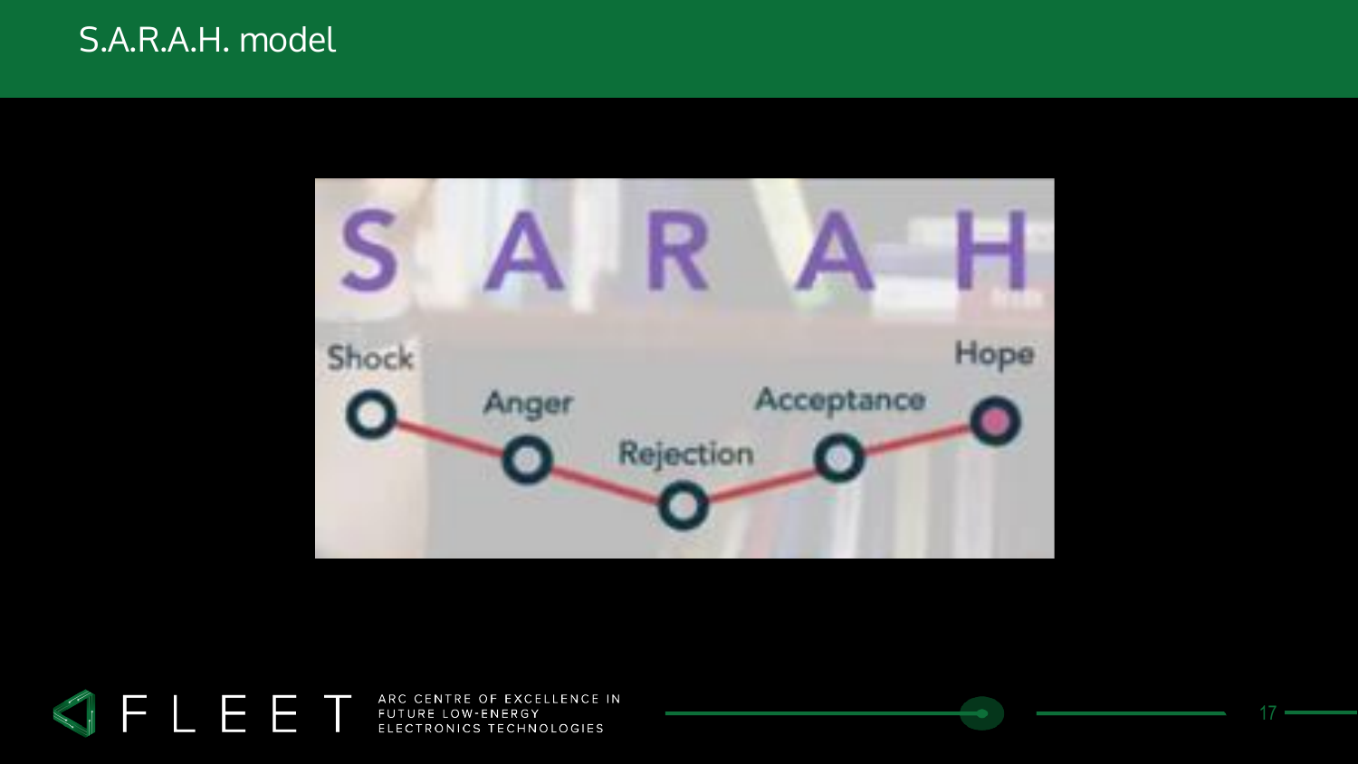# S.A.R.A.H. model

S A R A H

Shock

Anger

Rejection

Acceptance

Hope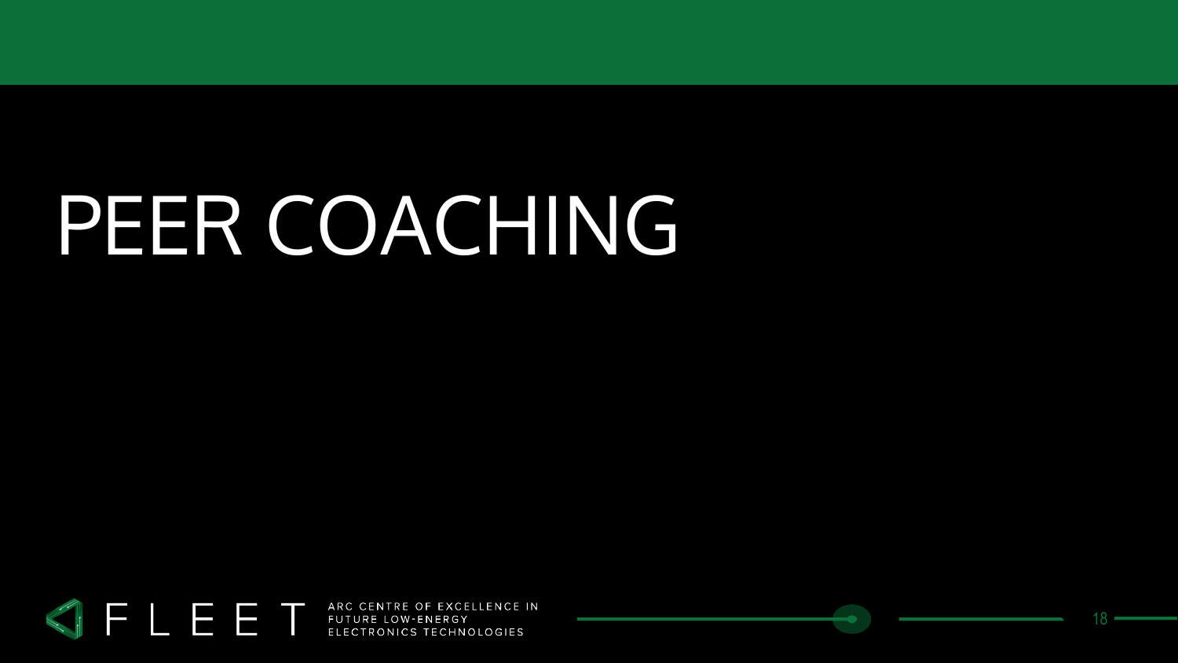# PEER COACHING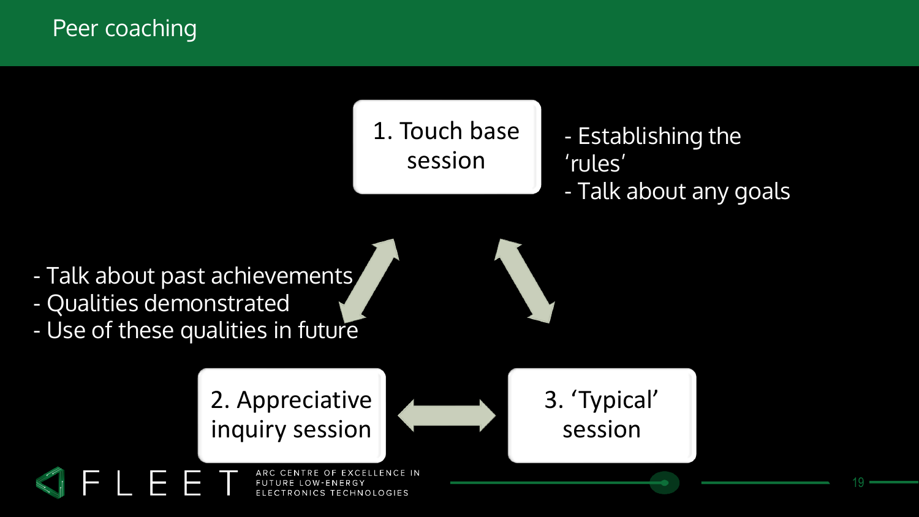# Peer coaching

**1. Touch base session**

- Establishing the 'rules'
- Talk about any goals

**2. Appreciative inquiry session**

- Talk about past achievements
- Qualities demonstrated
- Use of these qualities in future

**3. 'Typical' session**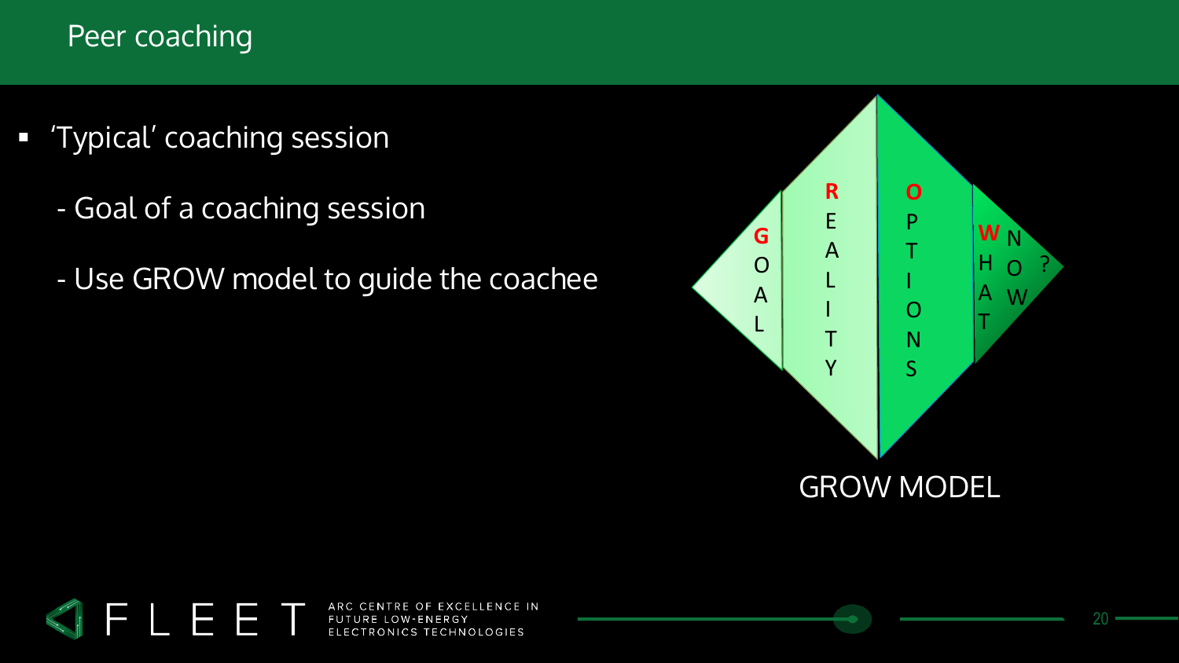## Peer coaching

- 'Typical' coaching session
  - Goal of a coaching session
  - Use GROW model to guide the coachee

GOAL

REALITY

OPTIONS

WHAT NOW?

GROW MODEL